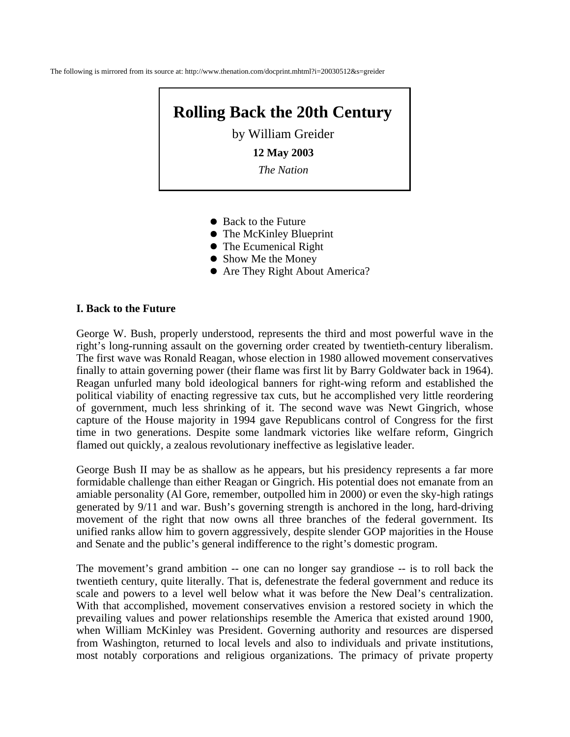The following is mirrored from its source at: http://www.thenation.com/docprint.mhtml?i=20030512&s=greider

# Rolling Back the 20th Century

by William Greider

**12 May 2003**

*The Nation*

- Back to the Future
- The McKinley Blueprint
- The Ecumenical Right
- Show Me the Money
- Are They Right About America?

## I. Back to the Future

George W. Bush, properly understood, represents the third and most powerful wave in the right's long-running assault on the governing order created by twentieth-century liberalism. The first wave was Ronald Reagan, whose election in 1980 allowed movement conservatives finally to attain governing power (their flame was first lit by Barry Goldwater back in 1964). Reagan unfurled many bold ideological banners for right-wing reform and established the political viability of enacting regressive tax cuts, but he accomplished very little reordering of government, much less shrinking of it. The second wave was Newt Gingrich, whose capture of the House majority in 1994 gave Republicans control of Congress for the first time in two generations. Despite some landmark victories like welfare reform, Gingrich flamed out quickly, a zealous revolutionary ineffective as legislative leader.

George Bush II may be as shallow as he appears, but his presidency represents a far more formidable challenge than either Reagan or Gingrich. His potential does not emanate from an amiable personality (Al Gore, remember, outpolled him in 2000) or even the sky-high ratings generated by 9/11 and war. Bush's governing strength is anchored in the long, hard-driving movement of the right that now owns all three branches of the federal government. Its unified ranks allow him to govern aggressively, despite slender GOP majorities in the House and Senate and the public's general indifference to the right's domestic program.

The movement's grand ambition -- one can no longer say grandiose -- is to roll back the twentieth century, quite literally. That is, defenestrate the federal government and reduce its scale and powers to a level well below what it was before the New Deal's centralization. With that accomplished, movement conservatives envision a restored society in which the prevailing values and power relationships resemble the America that existed around 1900, when William McKinley was President. Governing authority and resources are dispersed from Washington, returned to local levels and also to individuals and private institutions, most notably corporations and religious organizations. The primacy of private property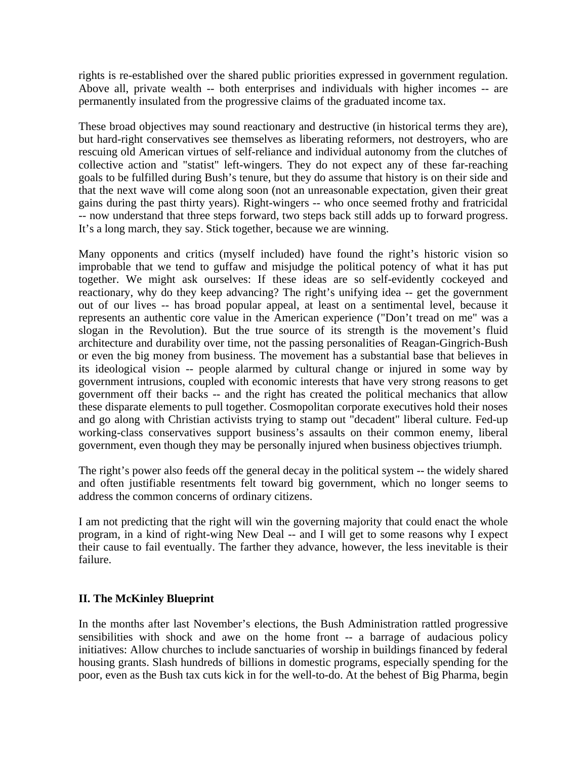rights is re-established over the shared public priorities expressed in government regulation. Above all, private wealth -- both enterprises and individuals with higher incomes -- are permanently insulated from the progressive claims of the graduated income tax.

These broad objectives may sound reactionary and destructive (in historical terms they are), but hard-right conservatives see themselves as liberating reformers, not destroyers, who are rescuing old American virtues of self-reliance and individual autonomy from the clutches of collective action and "statist" left-wingers. They do not expect any of these far-reaching goals to be fulfilled during Bush's tenure, but they do assume that history is on their side and that the next wave will come along soon (not an unreasonable expectation, given their great gains during the past thirty years). Right-wingers -- who once seemed frothy and fratricidal -- now understand that three steps forward, two steps back still adds up to forward progress. It's a long march, they say. Stick together, because we are winning.

Many opponents and critics (myself included) have found the right's historic vision so improbable that we tend to guffaw and misjudge the political potency of what it has put together. We might ask ourselves: If these ideas are so self-evidently cockeyed and reactionary, why do they keep advancing? The right's unifying idea -- get the government out of our lives -- has broad popular appeal, at least on a sentimental level, because it represents an authentic core value in the American experience ("Don't tread on me" was a slogan in the Revolution). But the true source of its strength is the movement's fluid architecture and durability over time, not the passing personalities of Reagan-Gingrich-Bush or even the big money from business. The movement has a substantial base that believes in its ideological vision -- people alarmed by cultural change or injured in some way by government intrusions, coupled with economic interests that have very strong reasons to get government off their backs -- and the right has created the political mechanics that allow these disparate elements to pull together. Cosmopolitan corporate executives hold their noses and go along with Christian activists trying to stamp out "decadent" liberal culture. Fed-up working-class conservatives support business's assaults on their common enemy, liberal government, even though they may be personally injured when business objectives triumph.

The right's power also feeds off the general decay in the political system -- the widely shared and often justifiable resentments felt toward big government, which no longer seems to address the common concerns of ordinary citizens.

I am not predicting that the right will win the governing majority that could enact the whole program, in a kind of right-wing New Deal -- and I will get to some reasons why I expect their cause to fail eventually. The farther they advance, however, the less inevitable is their failure.

## II. The McKinley Blueprint

In the months after last November's elections, the Bush Administration rattled progressive sensibilities with shock and awe on the home front -- a barrage of audacious policy initiatives: Allow churches to include sanctuaries of worship in buildings financed by federal housing grants. Slash hundreds of billions in domestic programs, especially spending for the poor, even as the Bush tax cuts kick in for the well-to-do. At the behest of Big Pharma, begin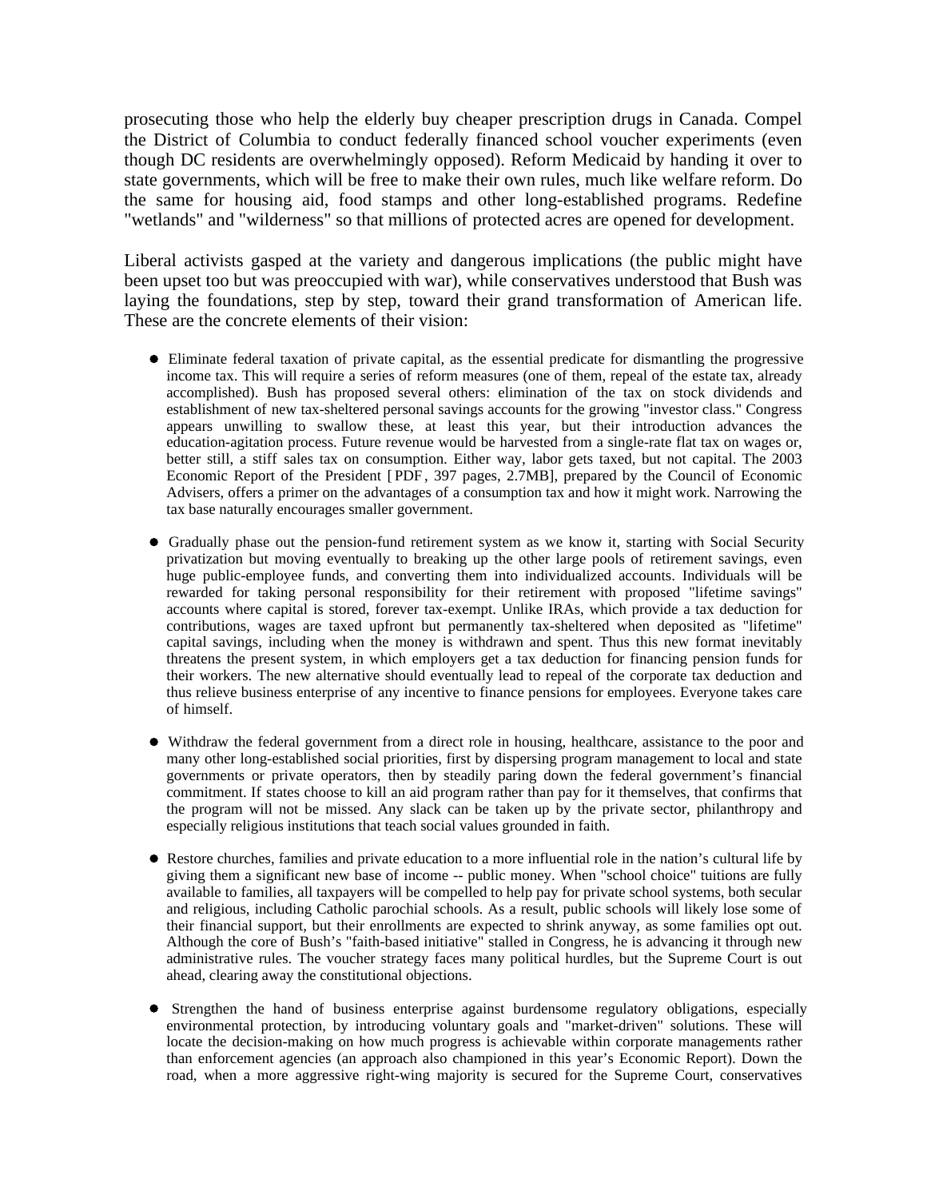prosecuting those who help the elderly buy cheaper prescription drugs in Canada. Compel the District of Columbia to conduct federally financed school voucher experiments (even though DC residents are overwhelmingly opposed). Reform Medicaid by handing it over to state governments, which will be free to make their own rules, much like welfare reform. Do the same for housing aid, food stamps and other long-established programs. Redefine "wetlands" and "wilderness" so that millions of protected acres are opened for development.

Liberal activists gasped at the variety and dangerous implications (the public might have been upset too but was preoccupied with war), while conservatives understood that Bush was laying the foundations, step by step, toward their grand transformation of American life. These are the concrete elements of their vision:

- Eliminate federal taxation of private capital, as the essential predicate for dismantling the progressive income tax. This will require a series of reform measures (one of them, repeal of the estate tax, already accomplished). Bush has proposed several others: elimination of the tax on stock dividends and establishment of new tax-sheltered personal savings accounts for the growing "investor class." Congress appears unwilling to swallow these, at least this year, but their introduction advances the education-agitation process. Future revenue would be harvested from a single-rate flat tax on wages or, better still, a stiff sales tax on consumption. Either way, labor gets taxed, but not capital. The 2003 Economic Report of the President [PDF, 397 pages, 2.7MB], prepared by the Council of Economic Advisers, offers a primer on the advantages of a consumption tax and how it might work. Narrowing the tax base naturally encourages smaller government.

- Gradually phase out the pension-fund retirement system as we know it, starting with Social Security privatization but moving eventually to breaking up the other large pools of retirement savings, even huge public-employee funds, and converting them into individualized accounts. Individuals will be rewarded for taking personal responsibility for their retirement with proposed "lifetime savings" accounts where capital is stored, forever tax-exempt. Unlike IRAs, which provide a tax deduction for contributions, wages are taxed upfront but permanently tax-sheltered when deposited as "lifetime" capital savings, including when the money is withdrawn and spent. Thus this new format inevitably threatens the present system, in which employers get a tax deduction for financing pension funds for their workers. The new alternative should eventually lead to repeal of the corporate tax deduction and thus relieve business enterprise of any incentive to finance pensions for employees. Everyone takes care of himself.

- Withdraw the federal government from a direct role in housing, healthcare, assistance to the poor and many other long-established social priorities, first by dispersing program management to local and state governments or private operators, then by steadily paring down the federal government's financial commitment. If states choose to kill an aid program rather than pay for it themselves, that confirms that the program will not be missed. Any slack can be taken up by the private sector, philanthropy and especially religious institutions that teach social values grounded in faith.

- Restore churches, families and private education to a more influential role in the nation's cultural life by giving them a significant new base of income -- public money. When "school choice" tuitions are fully available to families, all taxpayers will be compelled to help pay for private school systems, both secular and religious, including Catholic parochial schools. As a result, public schools will likely lose some of their financial support, but their enrollments are expected to shrink anyway, as some families opt out. Although the core of Bush's "faith-based initiative" stalled in Congress, he is advancing it through new administrative rules. The voucher strategy faces many political hurdles, but the Supreme Court is out ahead, clearing away the constitutional objections.

- Strengthen the hand of business enterprise against burdensome regulatory obligations, especially environmental protection, by introducing voluntary goals and "market-driven" solutions. These will locate the decision-making on how much progress is achievable within corporate managements rather than enforcement agencies (an approach also championed in this year's Economic Report). Down the road, when a more aggressive right-wing majority is secured for the Supreme Court, conservatives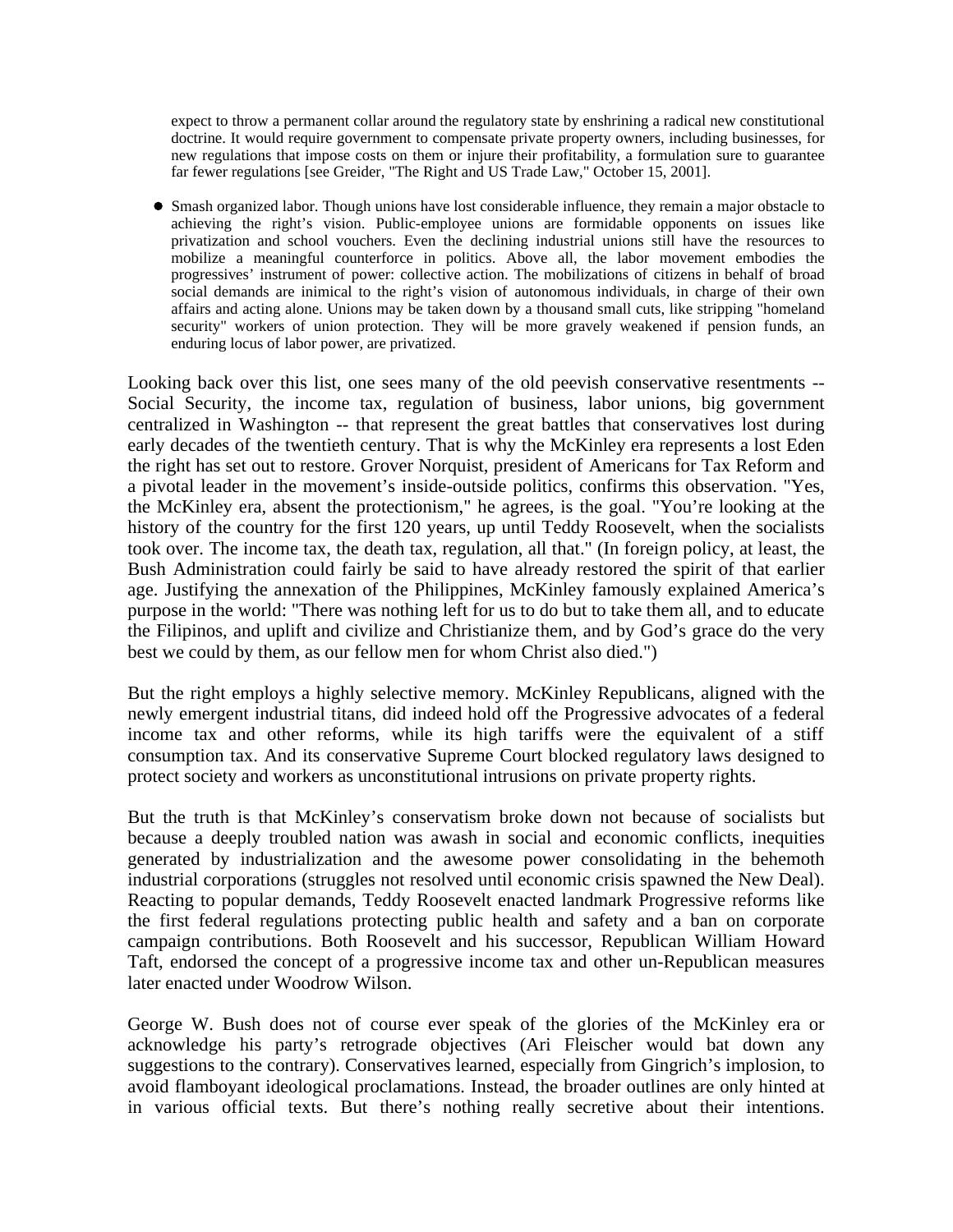expect to throw a permanent collar around the regulatory state by enshrining a radical new constitutional doctrine. It would require government to compensate private property owners, including businesses, for new regulations that impose costs on them or injure their profitability, a formulation sure to guarantee far fewer regulations [see Greider, "The Right and US Trade Law," October 15, 2001].

- Smash organized labor. Though unions have lost considerable influence, they remain a major obstacle to achieving the right's vision. Public-employee unions are formidable opponents on issues like privatization and school vouchers. Even the declining industrial unions still have the resources to mobilize a meaningful counterforce in politics. Above all, the labor movement embodies the progressives' instrument of power: collective action. The mobilizations of citizens in behalf of broad social demands are inimical to the right's vision of autonomous individuals, in charge of their own affairs and acting alone. Unions may be taken down by a thousand small cuts, like stripping "homeland security" workers of union protection. They will be more gravely weakened if pension funds, an enduring locus of labor power, are privatized.

Looking back over this list, one sees many of the old peevish conservative resentments -- Social Security, the income tax, regulation of business, labor unions, big government centralized in Washington -- that represent the great battles that conservatives lost during early decades of the twentieth century. That is why the McKinley era represents a lost Eden the right has set out to restore. Grover Norquist, president of Americans for Tax Reform and a pivotal leader in the movement's inside-outside politics, confirms this observation. "Yes, the McKinley era, absent the protectionism," he agrees, is the goal. "You're looking at the history of the country for the first 120 years, up until Teddy Roosevelt, when the socialists took over. The income tax, the death tax, regulation, all that." (In foreign policy, at least, the Bush Administration could fairly be said to have already restored the spirit of that earlier age. Justifying the annexation of the Philippines, McKinley famously explained America's purpose in the world: "There was nothing left for us to do but to take them all, and to educate the Filipinos, and uplift and civilize and Christianize them, and by God's grace do the very best we could by them, as our fellow men for whom Christ also died.")

But the right employs a highly selective memory. McKinley Republicans, aligned with the newly emergent industrial titans, did indeed hold off the Progressive advocates of a federal income tax and other reforms, while its high tariffs were the equivalent of a stiff consumption tax. And its conservative Supreme Court blocked regulatory laws designed to protect society and workers as unconstitutional intrusions on private property rights.

But the truth is that McKinley's conservatism broke down not because of socialists but because a deeply troubled nation was awash in social and economic conflicts, inequities generated by industrialization and the awesome power consolidating in the behemoth industrial corporations (struggles not resolved until economic crisis spawned the New Deal). Reacting to popular demands, Teddy Roosevelt enacted landmark Progressive reforms like the first federal regulations protecting public health and safety and a ban on corporate campaign contributions. Both Roosevelt and his successor, Republican William Howard Taft, endorsed the concept of a progressive income tax and other un-Republican measures later enacted under Woodrow Wilson.

George W. Bush does not of course ever speak of the glories of the McKinley era or acknowledge his party's retrograde objectives (Ari Fleischer would bat down any suggestions to the contrary). Conservatives learned, especially from Gingrich's implosion, to avoid flamboyant ideological proclamations. Instead, the broader outlines are only hinted at in various official texts. But there's nothing really secretive about their intentions.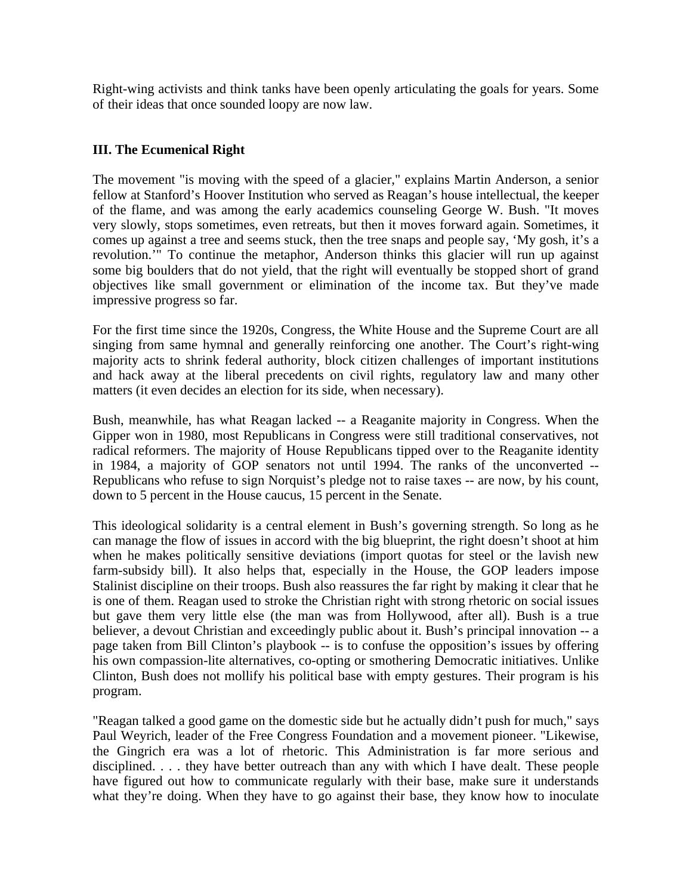Right-wing activists and think tanks have been openly articulating the goals for years. Some of their ideas that once sounded loopy are now law.

### III. The Ecumenical Right

The movement "is moving with the speed of a glacier," explains Martin Anderson, a senior fellow at Stanford's Hoover Institution who served as Reagan's house intellectual, the keeper of the flame, and was among the early academics counseling George W. Bush. "It moves very slowly, stops sometimes, even retreats, but then it moves forward again. Sometimes, it comes up against a tree and seems stuck, then the tree snaps and people say, 'My gosh, it's a revolution.'" To continue the metaphor, Anderson thinks this glacier will run up against some big boulders that do not yield, that the right will eventually be stopped short of grand objectives like small government or elimination of the income tax. But they've made impressive progress so far.

For the first time since the 1920s, Congress, the White House and the Supreme Court are all singing from same hymnal and generally reinforcing one another. The Court's right-wing majority acts to shrink federal authority, block citizen challenges of important institutions and hack away at the liberal precedents on civil rights, regulatory law and many other matters (it even decides an election for its side, when necessary).

Bush, meanwhile, has what Reagan lacked -- a Reaganite majority in Congress. When the Gipper won in 1980, most Republicans in Congress were still traditional conservatives, not radical reformers. The majority of House Republicans tipped over to the Reaganite identity in 1984, a majority of GOP senators not until 1994. The ranks of the unconverted -- Republicans who refuse to sign Norquist's pledge not to raise taxes -- are now, by his count, down to 5 percent in the House caucus, 15 percent in the Senate.

This ideological solidarity is a central element in Bush's governing strength. So long as he can manage the flow of issues in accord with the big blueprint, the right doesn't shoot at him when he makes politically sensitive deviations (import quotas for steel or the lavish new farm-subsidy bill). It also helps that, especially in the House, the GOP leaders impose Stalinist discipline on their troops. Bush also reassures the far right by making it clear that he is one of them. Reagan used to stroke the Christian right with strong rhetoric on social issues but gave them very little else (the man was from Hollywood, after all). Bush is a true believer, a devout Christian and exceedingly public about it. Bush's principal innovation -- a page taken from Bill Clinton's playbook -- is to confuse the opposition's issues by offering his own compassion-lite alternatives, co-opting or smothering Democratic initiatives. Unlike Clinton, Bush does not mollify his political base with empty gestures. Their program is his program.

"Reagan talked a good game on the domestic side but he actually didn't push for much," says Paul Weyrich, leader of the Free Congress Foundation and a movement pioneer. "Likewise, the Gingrich era was a lot of rhetoric. This Administration is far more serious and disciplined. . . . they have better outreach than any with which I have dealt. These people have figured out how to communicate regularly with their base, make sure it understands what they're doing. When they have to go against their base, they know how to inoculate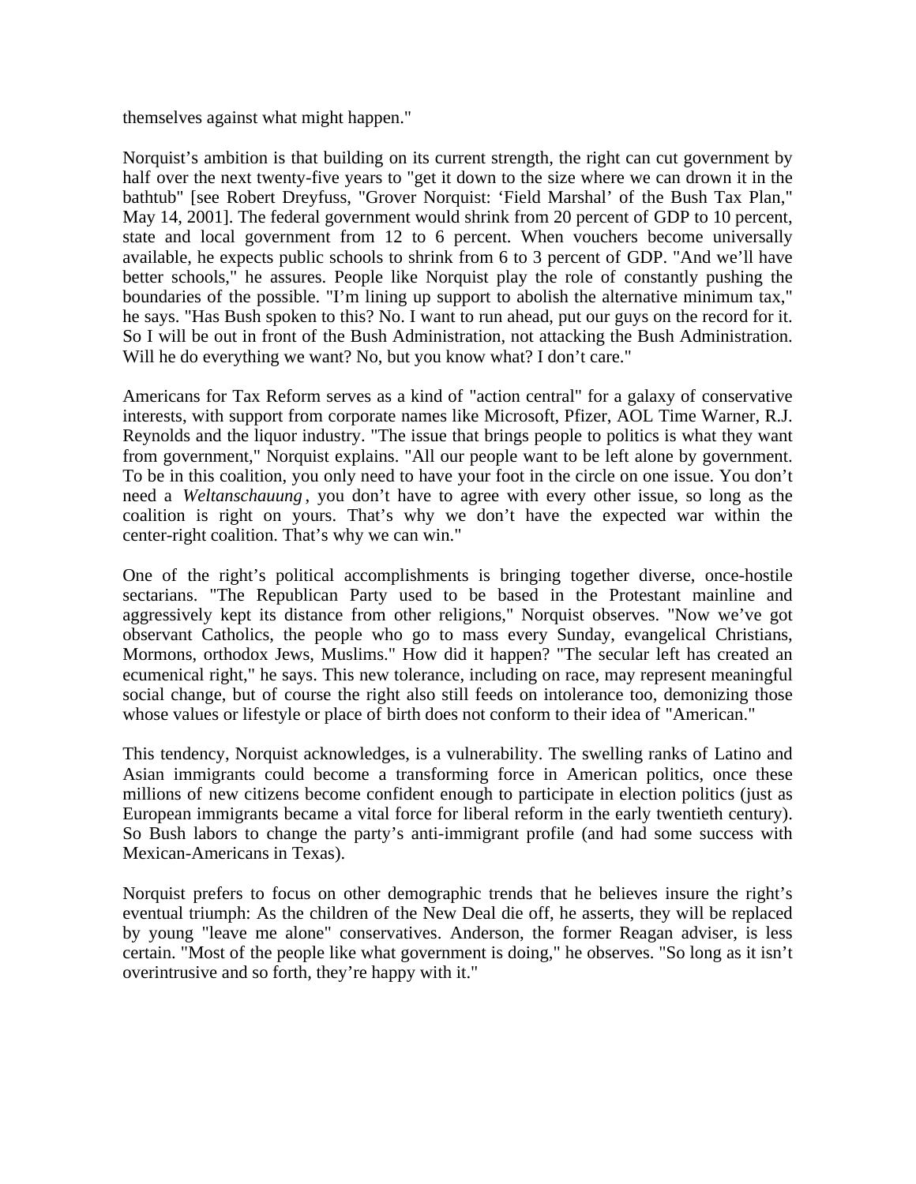themselves against what might happen."

Norquist's ambition is that building on its current strength, the right can cut government by half over the next twenty-five years to "get it down to the size where we can drown it in the bathtub" [see Robert Dreyfuss, "Grover Norquist: 'Field Marshal' of the Bush Tax Plan," May 14, 2001]. The federal government would shrink from 20 percent of GDP to 10 percent, state and local government from 12 to 6 percent. When vouchers become universally available, he expects public schools to shrink from 6 to 3 percent of GDP. "And we'll have better schools," he assures. People like Norquist play the role of constantly pushing the boundaries of the possible. "I'm lining up support to abolish the alternative minimum tax," he says. "Has Bush spoken to this? No. I want to run ahead, put our guys on the record for it. So I will be out in front of the Bush Administration, not attacking the Bush Administration. Will he do everything we want? No, but you know what? I don't care."

Americans for Tax Reform serves as a kind of "action central" for a galaxy of conservative interests, with support from corporate names like Microsoft, Pfizer, AOL Time Warner, R.J. Reynolds and the liquor industry. "The issue that brings people to politics is what they want from government," Norquist explains. "All our people want to be left alone by government. To be in this coalition, you only need to have your foot in the circle on one issue. You don't need a *Weltanschauung*, you don't have to agree with every other issue, so long as the coalition is right on yours. That's why we don't have the expected war within the center-right coalition. That's why we can win."

One of the right's political accomplishments is bringing together diverse, once-hostile sectarians. "The Republican Party used to be based in the Protestant mainline and aggressively kept its distance from other religions," Norquist observes. "Now we've got observant Catholics, the people who go to mass every Sunday, evangelical Christians, Mormons, orthodox Jews, Muslims." How did it happen? "The secular left has created an ecumenical right," he says. This new tolerance, including on race, may represent meaningful social change, but of course the right also still feeds on intolerance too, demonizing those whose values or lifestyle or place of birth does not conform to their idea of "American."

This tendency, Norquist acknowledges, is a vulnerability. The swelling ranks of Latino and Asian immigrants could become a transforming force in American politics, once these millions of new citizens become confident enough to participate in election politics (just as European immigrants became a vital force for liberal reform in the early twentieth century). So Bush labors to change the party's anti-immigrant profile (and had some success with Mexican-Americans in Texas).

Norquist prefers to focus on other demographic trends that he believes insure the right's eventual triumph: As the children of the New Deal die off, he asserts, they will be replaced by young "leave me alone" conservatives. Anderson, the former Reagan adviser, is less certain. "Most of the people like what government is doing," he observes. "So long as it isn't overintrusive and so forth, they're happy with it."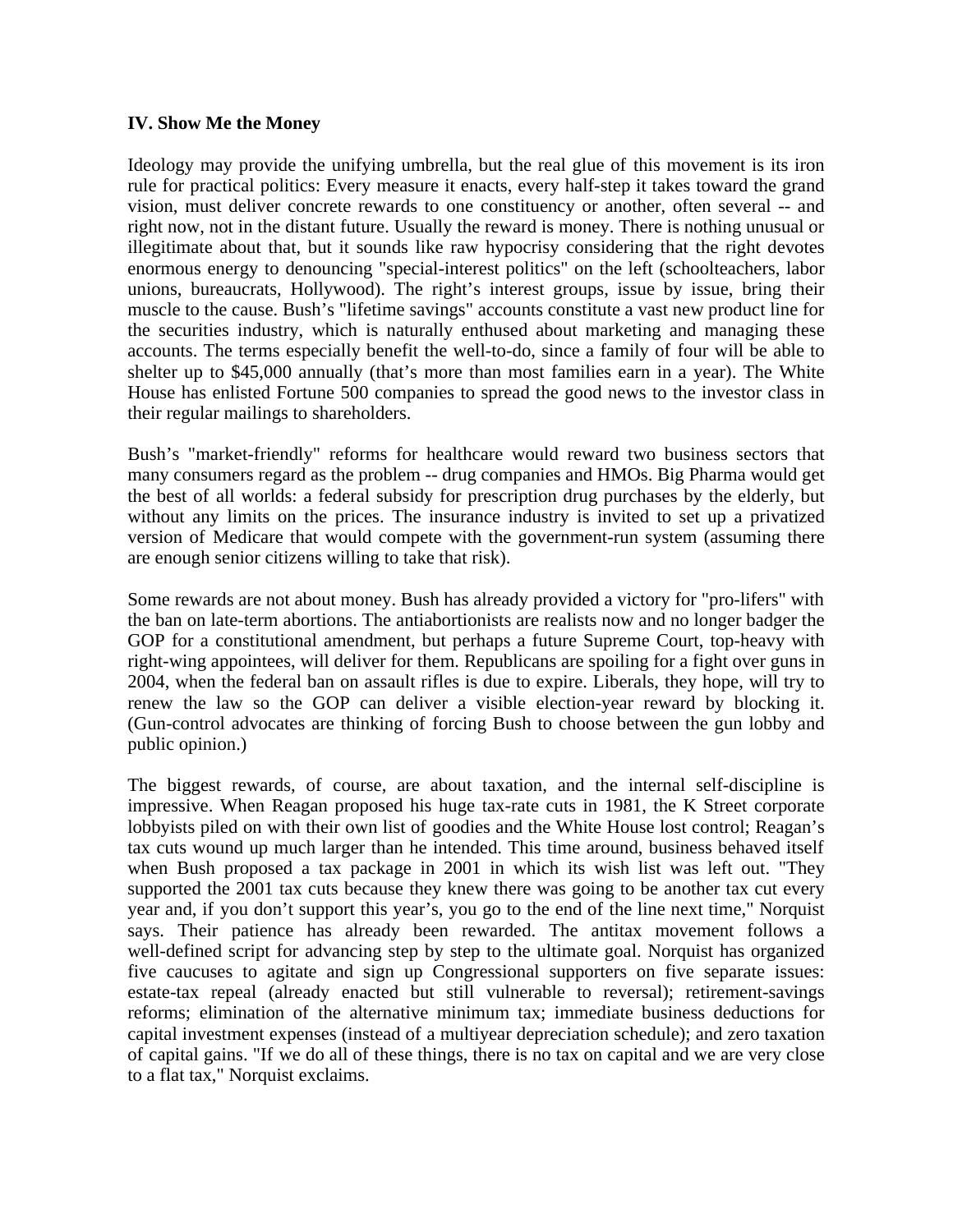**IV. Show Me the Money**

Ideology may provide the unifying umbrella, but the real glue of this movement is its iron rule for practical politics: Every measure it enacts, every half-step it takes toward the grand vision, must deliver concrete rewards to one constituency or another, often several -- and right now, not in the distant future. Usually the reward is money. There is nothing unusual or illegitimate about that, but it sounds like raw hypocrisy considering that the right devotes enormous energy to denouncing "special-interest politics" on the left (schoolteachers, labor unions, bureaucrats, Hollywood). The right's interest groups, issue by issue, bring their muscle to the cause. Bush's "lifetime savings" accounts constitute a vast new product line for the securities industry, which is naturally enthused about marketing and managing these accounts. The terms especially benefit the well-to-do, since a family of four will be able to shelter up to $45,000 annually (that's more than most families earn in a year). The White House has enlisted Fortune 500 companies to spread the good news to the investor class in their regular mailings to shareholders.

Bush's "market-friendly" reforms for healthcare would reward two business sectors that many consumers regard as the problem -- drug companies and HMOs. Big Pharma would get the best of all worlds: a federal subsidy for prescription drug purchases by the elderly, but without any limits on the prices. The insurance industry is invited to set up a privatized version of Medicare that would compete with the government-run system (assuming there are enough senior citizens willing to take that risk).

Some rewards are not about money. Bush has already provided a victory for "pro-lifers" with the ban on late-term abortions. The antiabortionists are realists now and no longer badger the GOP for a constitutional amendment, but perhaps a future Supreme Court, top-heavy with right-wing appointees, will deliver for them. Republicans are spoiling for a fight over guns in 2004, when the federal ban on assault rifles is due to expire. Liberals, they hope, will try to renew the law so the GOP can deliver a visible election-year reward by blocking it. (Gun-control advocates are thinking of forcing Bush to choose between the gun lobby and public opinion.)

The biggest rewards, of course, are about taxation, and the internal self-discipline is impressive. When Reagan proposed his huge tax-rate cuts in 1981, the K Street corporate lobbyists piled on with their own list of goodies and the White House lost control; Reagan's tax cuts wound up much larger than he intended. This time around, business behaved itself when Bush proposed a tax package in 2001 in which its wish list was left out. "They supported the 2001 tax cuts because they knew there was going to be another tax cut every year and, if you don't support this year's, you go to the end of the line next time," Norquist says. Their patience has already been rewarded. The antitax movement follows a well-defined script for advancing step by step to the ultimate goal. Norquist has organized five caucuses to agitate and sign up Congressional supporters on five separate issues: estate-tax repeal (already enacted but still vulnerable to reversal); retirement-savings reforms; elimination of the alternative minimum tax; immediate business deductions for capital investment expenses (instead of a multiyear depreciation schedule); and zero taxation of capital gains. "If we do all of these things, there is no tax on capital and we are very close to a flat tax," Norquist exclaims.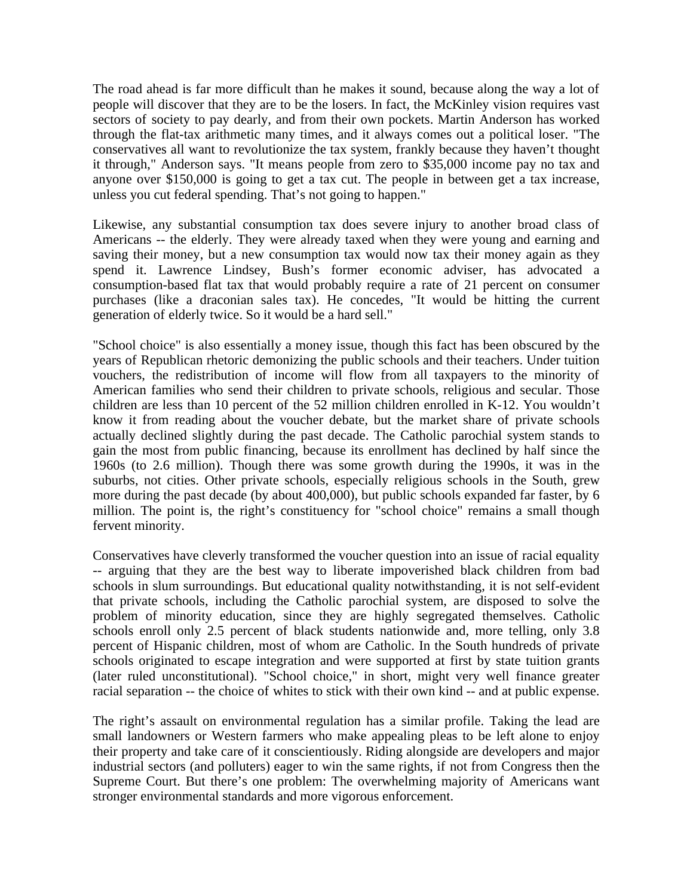The road ahead is far more difficult than he makes it sound, because along the way a lot of people will discover that they are to be the losers. In fact, the McKinley vision requires vast sectors of society to pay dearly, and from their own pockets. Martin Anderson has worked through the flat-tax arithmetic many times, and it always comes out a political loser. "The conservatives all want to revolutionize the tax system, frankly because they haven't thought it through," Anderson says. "It means people from zero to $35,000 income pay no tax and anyone over $150,000 is going to get a tax cut. The people in between get a tax increase, unless you cut federal spending. That's not going to happen."

Likewise, any substantial consumption tax does severe injury to another broad class of Americans -- the elderly. They were already taxed when they were young and earning and saving their money, but a new consumption tax would now tax their money again as they spend it. Lawrence Lindsey, Bush's former economic adviser, has advocated a consumption-based flat tax that would probably require a rate of 21 percent on consumer purchases (like a draconian sales tax). He concedes, "It would be hitting the current generation of elderly twice. So it would be a hard sell."

"School choice" is also essentially a money issue, though this fact has been obscured by the years of Republican rhetoric demonizing the public schools and their teachers. Under tuition vouchers, the redistribution of income will flow from all taxpayers to the minority of American families who send their children to private schools, religious and secular. Those children are less than 10 percent of the 52 million children enrolled in K-12. You wouldn't know it from reading about the voucher debate, but the market share of private schools actually declined slightly during the past decade. The Catholic parochial system stands to gain the most from public financing, because its enrollment has declined by half since the 1960s (to 2.6 million). Though there was some growth during the 1990s, it was in the suburbs, not cities. Other private schools, especially religious schools in the South, grew more during the past decade (by about 400,000), but public schools expanded far faster, by 6 million. The point is, the right's constituency for "school choice" remains a small though fervent minority.

Conservatives have cleverly transformed the voucher question into an issue of racial equality -- arguing that they are the best way to liberate impoverished black children from bad schools in slum surroundings. But educational quality notwithstanding, it is not self-evident that private schools, including the Catholic parochial system, are disposed to solve the problem of minority education, since they are highly segregated themselves. Catholic schools enroll only 2.5 percent of black students nationwide and, more telling, only 3.8 percent of Hispanic children, most of whom are Catholic. In the South hundreds of private schools originated to escape integration and were supported at first by state tuition grants (later ruled unconstitutional). "School choice," in short, might very well finance greater racial separation -- the choice of whites to stick with their own kind -- and at public expense.

The right's assault on environmental regulation has a similar profile. Taking the lead are small landowners or Western farmers who make appealing pleas to be left alone to enjoy their property and take care of it conscientiously. Riding alongside are developers and major industrial sectors (and polluters) eager to win the same rights, if not from Congress then the Supreme Court. But there's one problem: The overwhelming majority of Americans want stronger environmental standards and more vigorous enforcement.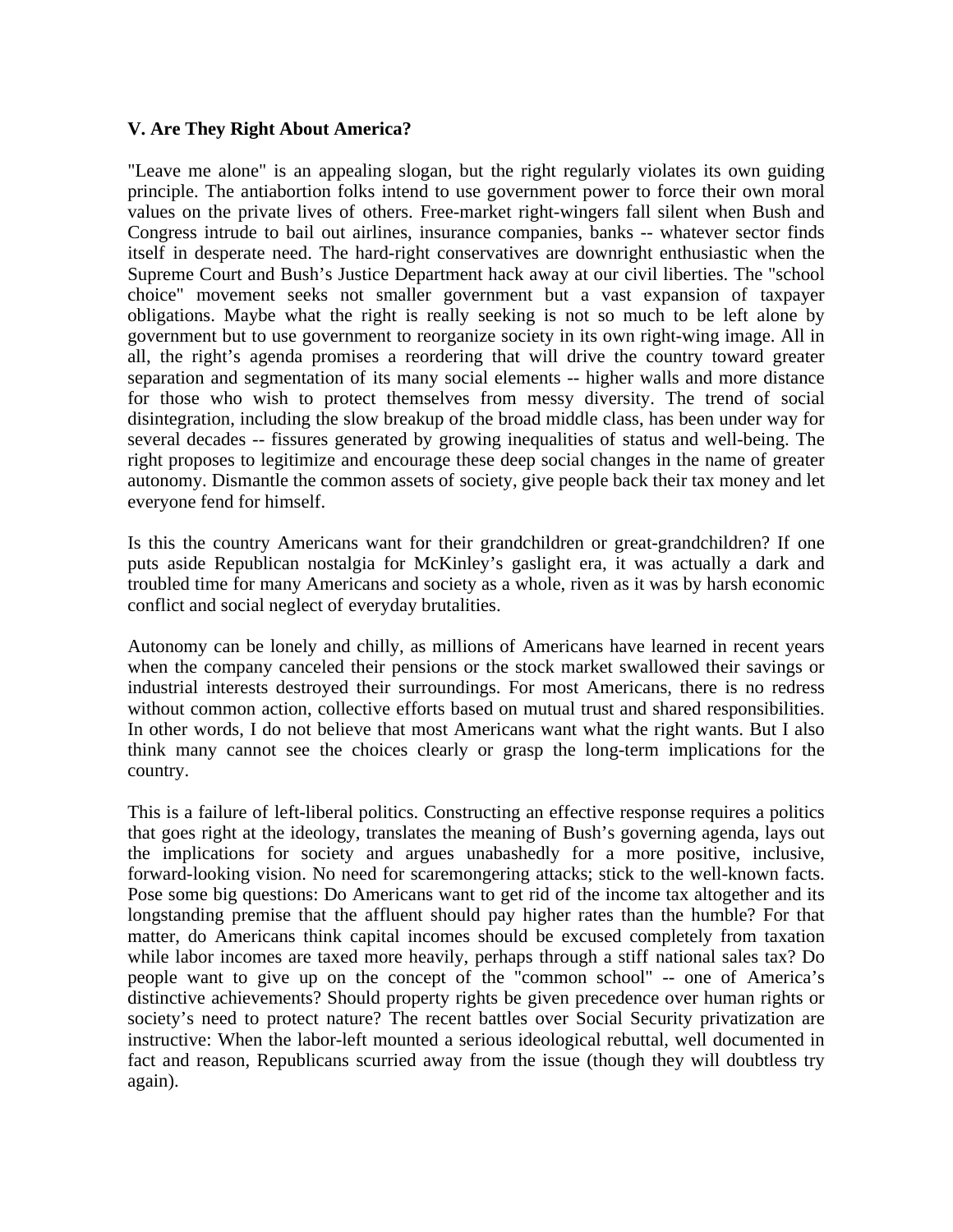### V. Are They Right About America?

"Leave me alone" is an appealing slogan, but the right regularly violates its own guiding principle. The antiabortion folks intend to use government power to force their own moral values on the private lives of others. Free-market right-wingers fall silent when Bush and Congress intrude to bail out airlines, insurance companies, banks -- whatever sector finds itself in desperate need. The hard-right conservatives are downright enthusiastic when the Supreme Court and Bush's Justice Department hack away at our civil liberties. The "school choice" movement seeks not smaller government but a vast expansion of taxpayer obligations. Maybe what the right is really seeking is not so much to be left alone by government but to use government to reorganize society in its own right-wing image. All in all, the right's agenda promises a reordering that will drive the country toward greater separation and segmentation of its many social elements -- higher walls and more distance for those who wish to protect themselves from messy diversity. The trend of social disintegration, including the slow breakup of the broad middle class, has been under way for several decades -- fissures generated by growing inequalities of status and well-being. The right proposes to legitimize and encourage these deep social changes in the name of greater autonomy. Dismantle the common assets of society, give people back their tax money and let everyone fend for himself.

Is this the country Americans want for their grandchildren or great-grandchildren? If one puts aside Republican nostalgia for McKinley's gaslight era, it was actually a dark and troubled time for many Americans and society as a whole, riven as it was by harsh economic conflict and social neglect of everyday brutalities.

Autonomy can be lonely and chilly, as millions of Americans have learned in recent years when the company canceled their pensions or the stock market swallowed their savings or industrial interests destroyed their surroundings. For most Americans, there is no redress without common action, collective efforts based on mutual trust and shared responsibilities. In other words, I do not believe that most Americans want what the right wants. But I also think many cannot see the choices clearly or grasp the long-term implications for the country.

This is a failure of left-liberal politics. Constructing an effective response requires a politics that goes right at the ideology, translates the meaning of Bush's governing agenda, lays out the implications for society and argues unabashedly for a more positive, inclusive, forward-looking vision. No need for scaremongering attacks; stick to the well-known facts. Pose some big questions: Do Americans want to get rid of the income tax altogether and its longstanding premise that the affluent should pay higher rates than the humble? For that matter, do Americans think capital incomes should be excused completely from taxation while labor incomes are taxed more heavily, perhaps through a stiff national sales tax? Do people want to give up on the concept of the "common school" -- one of America's distinctive achievements? Should property rights be given precedence over human rights or society's need to protect nature? The recent battles over Social Security privatization are instructive: When the labor-left mounted a serious ideological rebuttal, well documented in fact and reason, Republicans scurried away from the issue (though they will doubtless try again).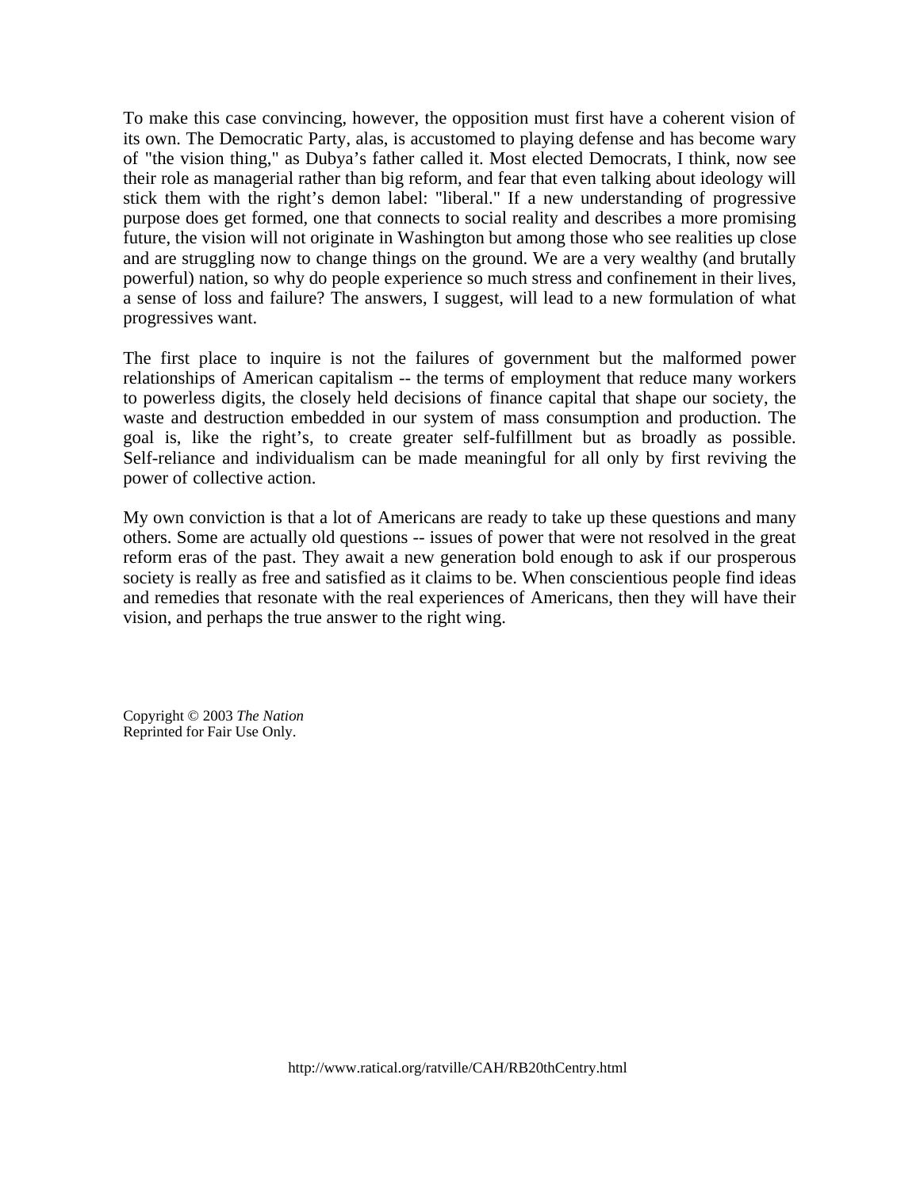To make this case convincing, however, the opposition must first have a coherent vision of its own. The Democratic Party, alas, is accustomed to playing defense and has become wary of "the vision thing," as Dubya's father called it. Most elected Democrats, I think, now see their role as managerial rather than big reform, and fear that even talking about ideology will stick them with the right's demon label: "liberal." If a new understanding of progressive purpose does get formed, one that connects to social reality and describes a more promising future, the vision will not originate in Washington but among those who see realities up close and are struggling now to change things on the ground. We are a very wealthy (and brutally powerful) nation, so why do people experience so much stress and confinement in their lives, a sense of loss and failure? The answers, I suggest, will lead to a new formulation of what progressives want.

The first place to inquire is not the failures of government but the malformed power relationships of American capitalism -- the terms of employment that reduce many workers to powerless digits, the closely held decisions of finance capital that shape our society, the waste and destruction embedded in our system of mass consumption and production. The goal is, like the right's, to create greater self-fulfillment but as broadly as possible. Self-reliance and individualism can be made meaningful for all only by first reviving the power of collective action.

My own conviction is that a lot of Americans are ready to take up these questions and many others. Some are actually old questions -- issues of power that were not resolved in the great reform eras of the past. They await a new generation bold enough to ask if our prosperous society is really as free and satisfied as it claims to be. When conscientious people find ideas and remedies that resonate with the real experiences of Americans, then they will have their vision, and perhaps the true answer to the right wing.

Copyright © 2003 *The Nation*
Reprinted for Fair Use Only.

http://www.ratical.org/ratville/CAH/RB20thCentry.html